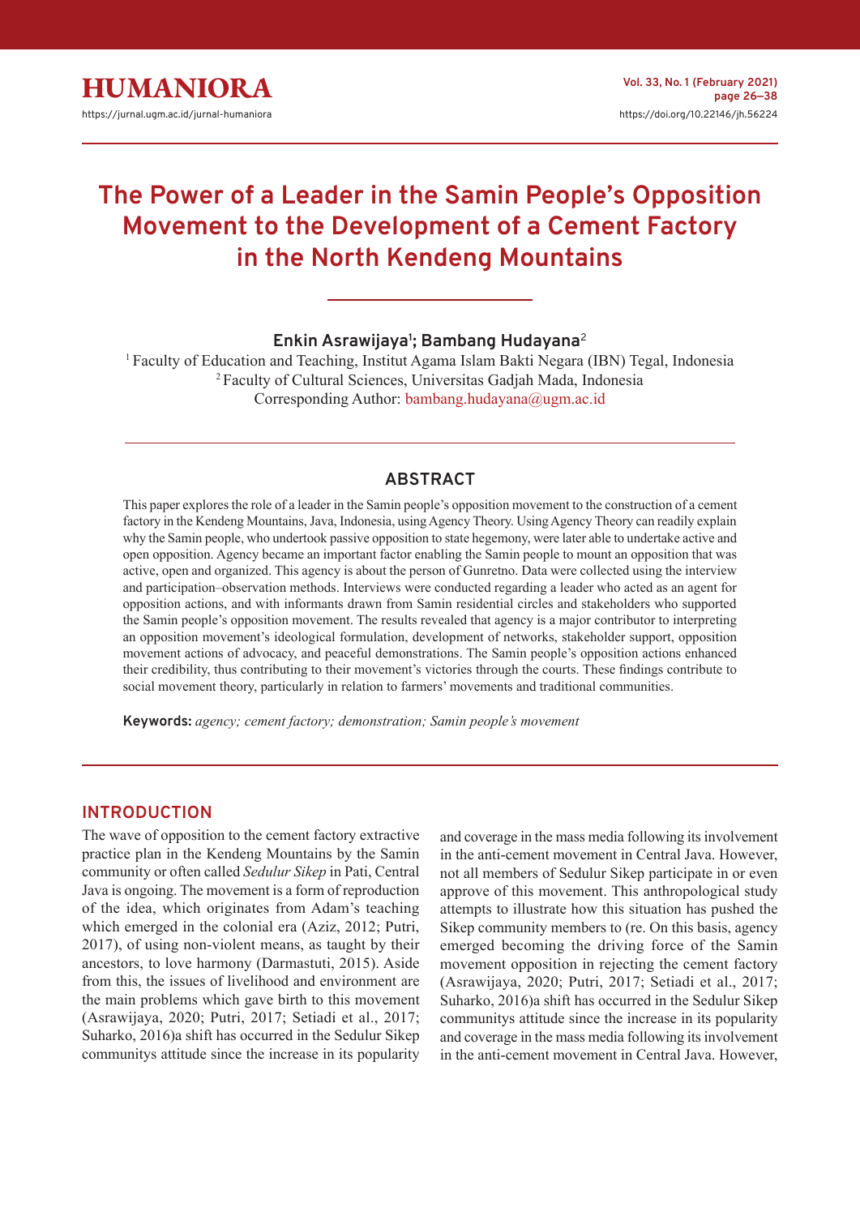# The Power of a Leader in the Samin People's Opposition Movement to the Development of a Cement Factory in the North Kendeng Mountains

**Enkin Asrawijaya[1]; Bambang Hudayana[2]**

[1] Faculty of Education and Teaching, Institut Agama Islam Bakti Negara (IBN) Tegal, Indonesia
[2] Faculty of Cultural Sciences, Universitas Gadjah Mada, Indonesia
Corresponding Author: bambang.hudayana@ugm.ac.id

## ABSTRACT

This paper explores the role of a leader in the Samin people's opposition movement to the construction of a cement factory in the Kendeng Mountains, Java, Indonesia, using Agency Theory. Using Agency Theory can readily explain why the Samin people, who undertook passive opposition to state hegemony, were later able to undertake active and open opposition. Agency became an important factor enabling the Samin people to mount an opposition that was active, open and organized. This agency is about the person of Gunretno. Data were collected using the interview and participation–observation methods. Interviews were conducted regarding a leader who acted as an agent for opposition actions, and with informants drawn from Samin residential circles and stakeholders who supported the Samin people's opposition movement. The results revealed that agency is a major contributor to interpreting an opposition movement's ideological formulation, development of networks, stakeholder support, opposition movement actions of advocacy, and peaceful demonstrations. The Samin people's opposition actions enhanced their credibility, thus contributing to their movement's victories through the courts. These findings contribute to social movement theory, particularly in relation to farmers' movements and traditional communities.

**Keywords:** *agency; cement factory; demonstration; Samin people's movement*

## INTRODUCTION

The wave of opposition to the cement factory extractive practice plan in the Kendeng Mountains by the Samin community or often called *Sedulur Sikep* in Pati, Central Java is ongoing. The movement is a form of reproduction of the idea, which originates from Adam's teaching which emerged in the colonial era (Aziz, 2012; Putri, 2017), of using non-violent means, as taught by their ancestors, to love harmony (Darmastuti, 2015). Aside from this, the issues of livelihood and environment are the main problems which gave birth to this movement (Asrawijaya, 2020; Putri, 2017; Setiadi et al., 2017; Suharko, 2016)a shift has occurred in the Sedulur Sikep communitys attitude since the increase in its popularity and coverage in the mass media following its involvement in the anti-cement movement in Central Java. However, not all members of Sedulur Sikep participate in or even approve of this movement. This anthropological study attempts to illustrate how this situation has pushed the Sikep community members to (re. On this basis, agency emerged becoming the driving force of the Samin movement opposition in rejecting the cement factory (Asrawijaya, 2020; Putri, 2017; Setiadi et al., 2017; Suharko, 2016)a shift has occurred in the Sedulur Sikep communitys attitude since the increase in its popularity and coverage in the mass media following its involvement in the anti-cement movement in Central Java. However,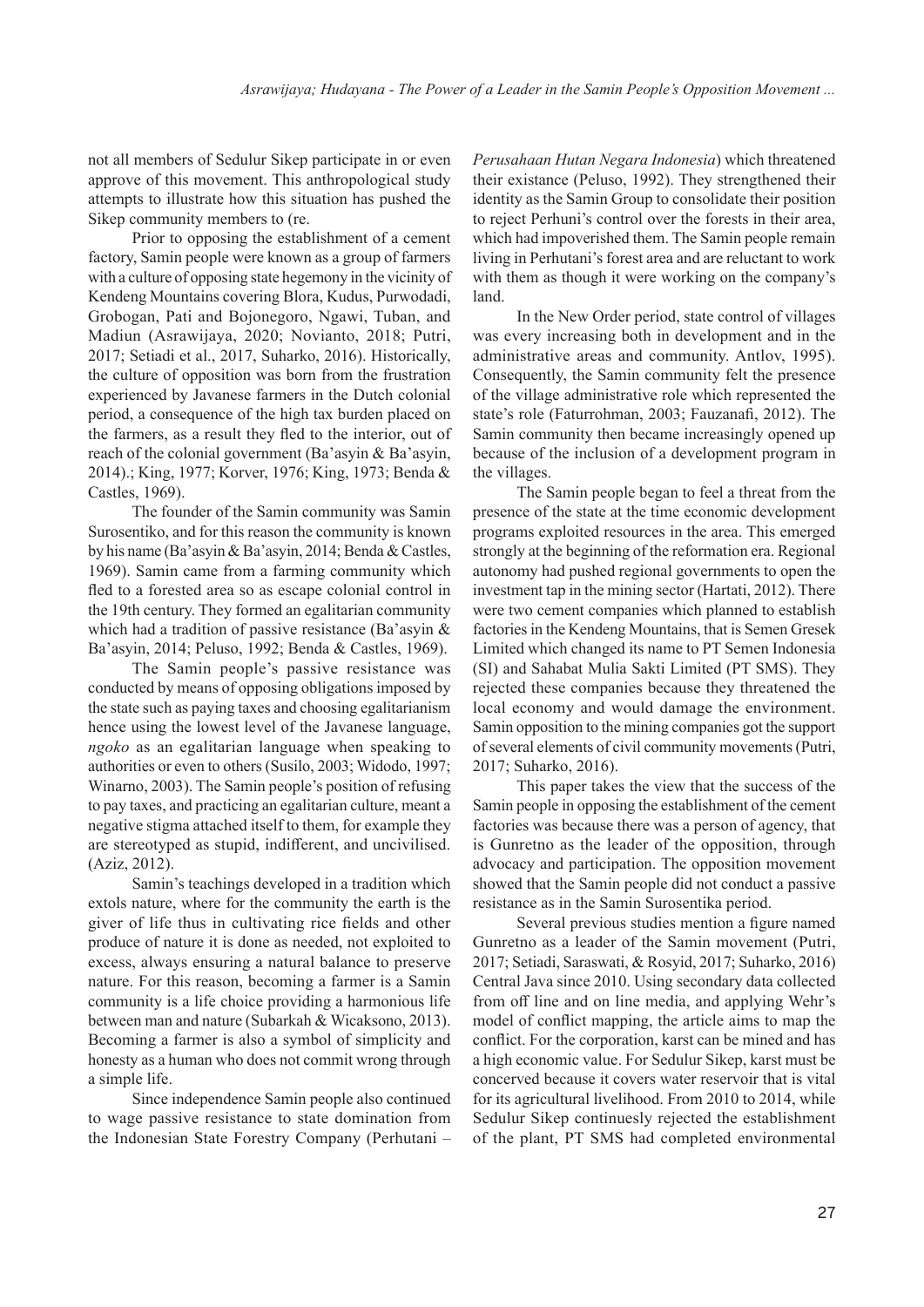not all members of Sedulur Sikep participate in or even approve of this movement. This anthropological study attempts to illustrate how this situation has pushed the Sikep community members to (re.

Prior to opposing the establishment of a cement factory, Samin people were known as a group of farmers with a culture of opposing state hegemony in the vicinity of Kendeng Mountains covering Blora, Kudus, Purwodadi, Grobogan, Pati and Bojonegoro, Ngawi, Tuban, and Madiun (Asrawijaya, 2020; Novianto, 2018; Putri, 2017; Setiadi et al., 2017, Suharko, 2016). Historically, the culture of opposition was born from the frustration experienced by Javanese farmers in the Dutch colonial period, a consequence of the high tax burden placed on the farmers, as a result they fled to the interior, out of reach of the colonial government (Ba'asyin & Ba'asyin, 2014).; King, 1977; Korver, 1976; King, 1973; Benda & Castles, 1969).

The founder of the Samin community was Samin Surosentiko, and for this reason the community is known by his name (Ba'asyin & Ba'asyin, 2014; Benda & Castles, 1969). Samin came from a farming community which fled to a forested area so as escape colonial control in the 19th century. They formed an egalitarian community which had a tradition of passive resistance (Ba'asyin & Ba'asyin, 2014; Peluso, 1992; Benda & Castles, 1969).

The Samin people's passive resistance was conducted by means of opposing obligations imposed by the state such as paying taxes and choosing egalitarianism hence using the lowest level of the Javanese language, *ngoko* as an egalitarian language when speaking to authorities or even to others (Susilo, 2003; Widodo, 1997; Winarno, 2003). The Samin people's position of refusing to pay taxes, and practicing an egalitarian culture, meant a negative stigma attached itself to them, for example they are stereotyped as stupid, indifferent, and uncivilised. (Aziz, 2012).

Samin's teachings developed in a tradition which extols nature, where for the community the earth is the giver of life thus in cultivating rice fields and other produce of nature it is done as needed, not exploited to excess, always ensuring a natural balance to preserve nature. For this reason, becoming a farmer is a Samin community is a life choice providing a harmonious life between man and nature (Subarkah & Wicaksono, 2013). Becoming a farmer is also a symbol of simplicity and honesty as a human who does not commit wrong through a simple life.

Since independence Samin people also continued to wage passive resistance to state domination from the Indonesian State Forestry Company (Perhutani – *Perusahaan Hutan Negara Indonesia*) which threatened their existance (Peluso, 1992). They strengthened their identity as the Samin Group to consolidate their position to reject Perhuni's control over the forests in their area, which had impoverished them. The Samin people remain living in Perhutani's forest area and are reluctant to work with them as though it were working on the company's land.

In the New Order period, state control of villages was every increasing both in development and in the administrative areas and community. Antlov, 1995). Consequently, the Samin community felt the presence of the village administrative role which represented the state's role (Faturrohman, 2003; Fauzanafi, 2012). The Samin community then became increasingly opened up because of the inclusion of a development program in the villages.

The Samin people began to feel a threat from the presence of the state at the time economic development programs exploited resources in the area. This emerged strongly at the beginning of the reformation era. Regional autonomy had pushed regional governments to open the investment tap in the mining sector (Hartati, 2012). There were two cement companies which planned to establish factories in the Kendeng Mountains, that is Semen Gresek Limited which changed its name to PT Semen Indonesia (SI) and Sahabat Mulia Sakti Limited (PT SMS). They rejected these companies because they threatened the local economy and would damage the environment. Samin opposition to the mining companies got the support of several elements of civil community movements (Putri, 2017; Suharko, 2016).

This paper takes the view that the success of the Samin people in opposing the establishment of the cement factories was because there was a person of agency, that is Gunretno as the leader of the opposition, through advocacy and participation. The opposition movement showed that the Samin people did not conduct a passive resistance as in the Samin Surosentika period.

Several previous studies mention a figure named Gunretno as a leader of the Samin movement (Putri, 2017; Setiadi, Saraswati, & Rosyid, 2017; Suharko, 2016) Central Java since 2010. Using secondary data collected from off line and on line media, and applying Wehr's model of conflict mapping, the article aims to map the conflict. For the corporation, karst can be mined and has a high economic value. For Sedulur Sikep, karst must be concerved because it covers water reservoir that is vital for its agricultural livelihood. From 2010 to 2014, while Sedulur Sikep continuesly rejected the establishment of the plant, PT SMS had completed environmental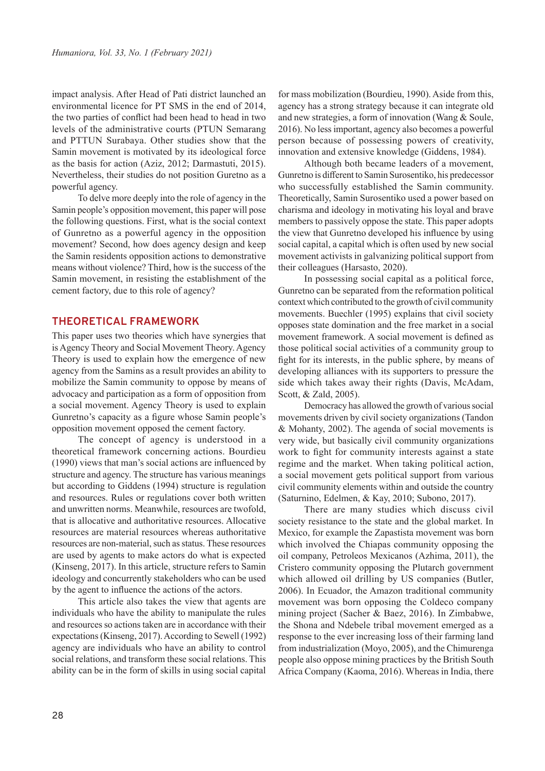impact analysis. After Head of Pati district launched an environmental licence for PT SMS in the end of 2014, the two parties of conflict had been head to head in two levels of the administrative courts (PTUN Semarang and PTTUN Surabaya. Other studies show that the Samin movement is motivated by its ideological force as the basis for action (Aziz, 2012; Darmastuti, 2015). Nevertheless, their studies do not position Guretno as a powerful agency.

To delve more deeply into the role of agency in the Samin people's opposition movement, this paper will pose the following questions. First, what is the social context of Gunretno as a powerful agency in the opposition movement? Second, how does agency design and keep the Samin residents opposition actions to demonstrative means without violence? Third, how is the success of the Samin movement, in resisting the establishment of the cement factory, due to this role of agency?

## THEORETICAL FRAMEWORK

This paper uses two theories which have synergies that is Agency Theory and Social Movement Theory. Agency Theory is used to explain how the emergence of new agency from the Samins as a result provides an ability to mobilize the Samin community to oppose by means of advocacy and participation as a form of opposition from a social movement. Agency Theory is used to explain Gunretno's capacity as a figure whose Samin people's opposition movement opposed the cement factory.

The concept of agency is understood in a theoretical framework concerning actions. Bourdieu (1990) views that man's social actions are influenced by structure and agency. The structure has various meanings but according to Giddens (1994) structure is regulation and resources. Rules or regulations cover both written and unwritten norms. Meanwhile, resources are twofold, that is allocative and authoritative resources. Allocative resources are material resources whereas authoritative resources are non-material, such as status. These resources are used by agents to make actors do what is expected (Kinseng, 2017). In this article, structure refers to Samin ideology and concurrently stakeholders who can be used by the agent to influence the actions of the actors.

This article also takes the view that agents are individuals who have the ability to manipulate the rules and resources so actions taken are in accordance with their expectations (Kinseng, 2017). According to Sewell (1992) agency are individuals who have an ability to control social relations, and transform these social relations. This ability can be in the form of skills in using social capital for mass mobilization (Bourdieu, 1990). Aside from this, agency has a strong strategy because it can integrate old and new strategies, a form of innovation (Wang & Soule, 2016). No less important, agency also becomes a powerful person because of possessing powers of creativity, innovation and extensive knowledge (Giddens, 1984).

Although both became leaders of a movement, Gunretno is different to Samin Surosentiko, his predecessor who successfully established the Samin community. Theoretically, Samin Surosentiko used a power based on charisma and ideology in motivating his loyal and brave members to passively oppose the state. This paper adopts the view that Gunretno developed his influence by using social capital, a capital which is often used by new social movement activists in galvanizing political support from their colleagues (Harsasto, 2020).

In possessing social capital as a political force, Gunretno can be separated from the reformation political context which contributed to the growth of civil community movements. Buechler (1995) explains that civil society opposes state domination and the free market in a social movement framework. A social movement is defined as those political social activities of a community group to fight for its interests, in the public sphere, by means of developing alliances with its supporters to pressure the side which takes away their rights (Davis, McAdam, Scott, & Zald, 2005).

Democracy has allowed the growth of various social movements driven by civil society organizations (Tandon & Mohanty, 2002). The agenda of social movements is very wide, but basically civil community organizations work to fight for community interests against a state regime and the market. When taking political action, a social movement gets political support from various civil community elements within and outside the country (Saturnino, Edelmen, & Kay, 2010; Subono, 2017).

There are many studies which discuss civil society resistance to the state and the global market. In Mexico, for example the Zapastista movement was born which involved the Chiapas community opposing the oil company, Petroleos Mexicanos (Azhima, 2011), the Cristero community opposing the Plutarch government which allowed oil drilling by US companies (Butler, 2006). In Ecuador, the Amazon traditional community movement was born opposing the Coldeco company mining project (Sacher & Baez, 2016). In Zimbabwe, the Shona and Ndebele tribal movement emerged as a response to the ever increasing loss of their farming land from industrialization (Moyo, 2005), and the Chimurenga people also oppose mining practices by the British South Africa Company (Kaoma, 2016). Whereas in India, there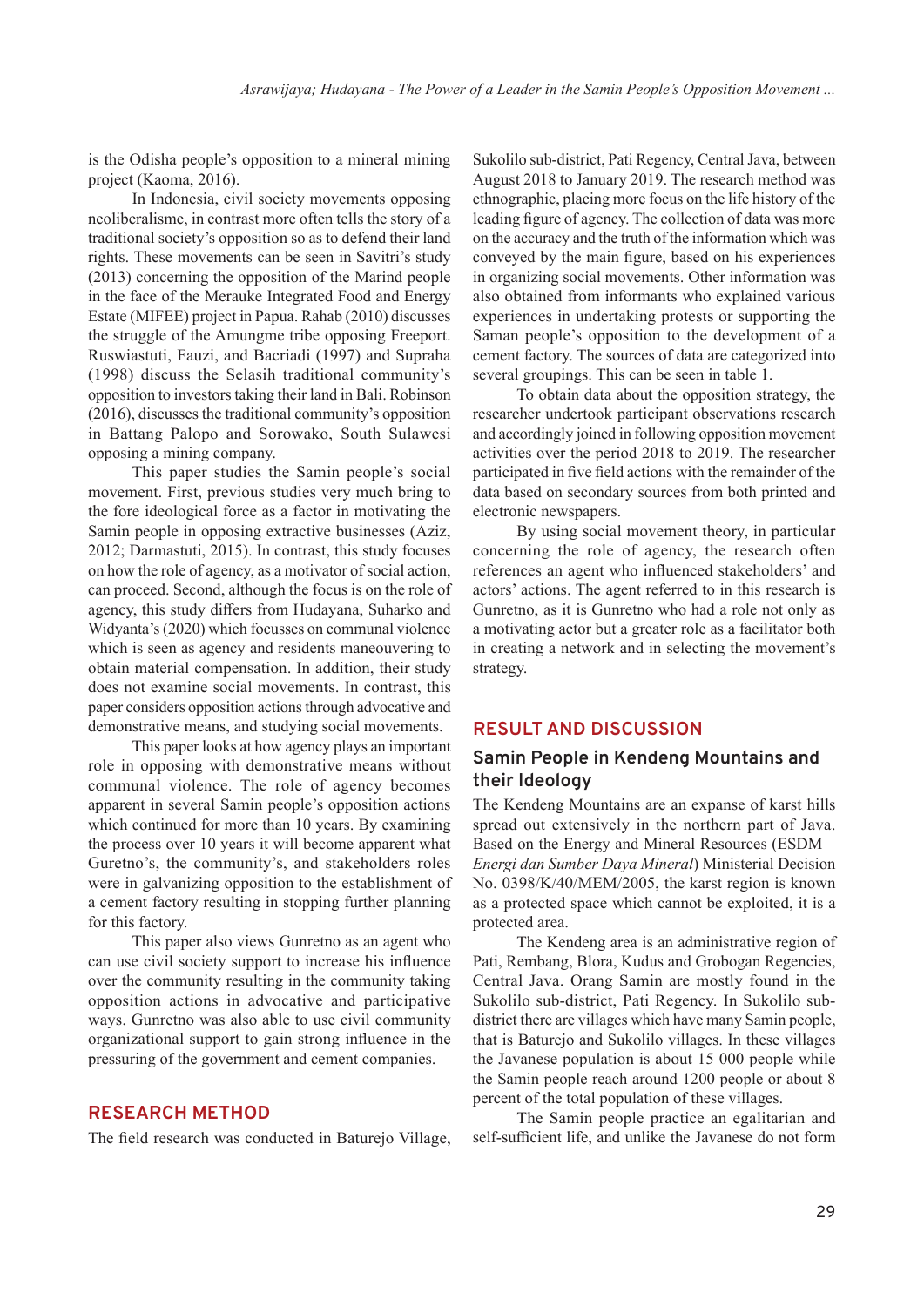is the Odisha people's opposition to a mineral mining project (Kaoma, 2016).

In Indonesia, civil society movements opposing neoliberalisme, in contrast more often tells the story of a traditional society's opposition so as to defend their land rights. These movements can be seen in Savitri's study (2013) concerning the opposition of the Marind people in the face of the Merauke Integrated Food and Energy Estate (MIFEE) project in Papua. Rahab (2010) discusses the struggle of the Amungme tribe opposing Freeport. Ruswiastuti, Fauzi, and Bacriadi (1997) and Supraha (1998) discuss the Selasih traditional community's opposition to investors taking their land in Bali. Robinson (2016), discusses the traditional community's opposition in Battang Palopo and Sorowako, South Sulawesi opposing a mining company.

This paper studies the Samin people's social movement. First, previous studies very much bring to the fore ideological force as a factor in motivating the Samin people in opposing extractive businesses (Aziz, 2012; Darmastuti, 2015). In contrast, this study focuses on how the role of agency, as a motivator of social action, can proceed. Second, although the focus is on the role of agency, this study differs from Hudayana, Suharko and Widyanta's (2020) which focusses on communal violence which is seen as agency and residents maneouvering to obtain material compensation. In addition, their study does not examine social movements. In contrast, this paper considers opposition actions through advocative and demonstrative means, and studying social movements.

This paper looks at how agency plays an important role in opposing with demonstrative means without communal violence. The role of agency becomes apparent in several Samin people's opposition actions which continued for more than 10 years. By examining the process over 10 years it will become apparent what Guretno's, the community's, and stakeholders roles were in galvanizing opposition to the establishment of a cement factory resulting in stopping further planning for this factory.

This paper also views Gunretno as an agent who can use civil society support to increase his influence over the community resulting in the community taking opposition actions in advocative and participative ways. Gunretno was also able to use civil community organizational support to gain strong influence in the pressuring of the government and cement companies.

## RESEARCH METHOD

The field research was conducted in Baturejo Village, Sukolilo sub-district, Pati Regency, Central Java, between August 2018 to January 2019. The research method was ethnographic, placing more focus on the life history of the leading figure of agency. The collection of data was more on the accuracy and the truth of the information which was conveyed by the main figure, based on his experiences in organizing social movements. Other information was also obtained from informants who explained various experiences in undertaking protests or supporting the Saman people's opposition to the development of a cement factory. The sources of data are categorized into several groupings. This can be seen in table 1.

To obtain data about the opposition strategy, the researcher undertook participant observations research and accordingly joined in following opposition movement activities over the period 2018 to 2019. The researcher participated in five field actions with the remainder of the data based on secondary sources from both printed and electronic newspapers.

By using social movement theory, in particular concerning the role of agency, the research often references an agent who influenced stakeholders' and actors' actions. The agent referred to in this research is Gunretno, as it is Gunretno who had a role not only as a motivating actor but a greater role as a facilitator both in creating a network and in selecting the movement's strategy.

## RESULT AND DISCUSSION

### Samin People in Kendeng Mountains and their Ideology

The Kendeng Mountains are an expanse of karst hills spread out extensively in the northern part of Java. Based on the Energy and Mineral Resources (ESDM – *Energi dan Sumber Daya Mineral*) Ministerial Decision No. 0398/K/40/MEM/2005, the karst region is known as a protected space which cannot be exploited, it is a protected area.

The Kendeng area is an administrative region of Pati, Rembang, Blora, Kudus and Grobogan Regencies, Central Java. Orang Samin are mostly found in the Sukolilo sub-district, Pati Regency. In Sukolilo sub-district there are villages which have many Samin people, that is Baturejo and Sukolilo villages. In these villages the Javanese population is about 15 000 people while the Samin people reach around 1200 people or about 8 percent of the total population of these villages.

The Samin people practice an egalitarian and self-sufficient life, and unlike the Javanese do not form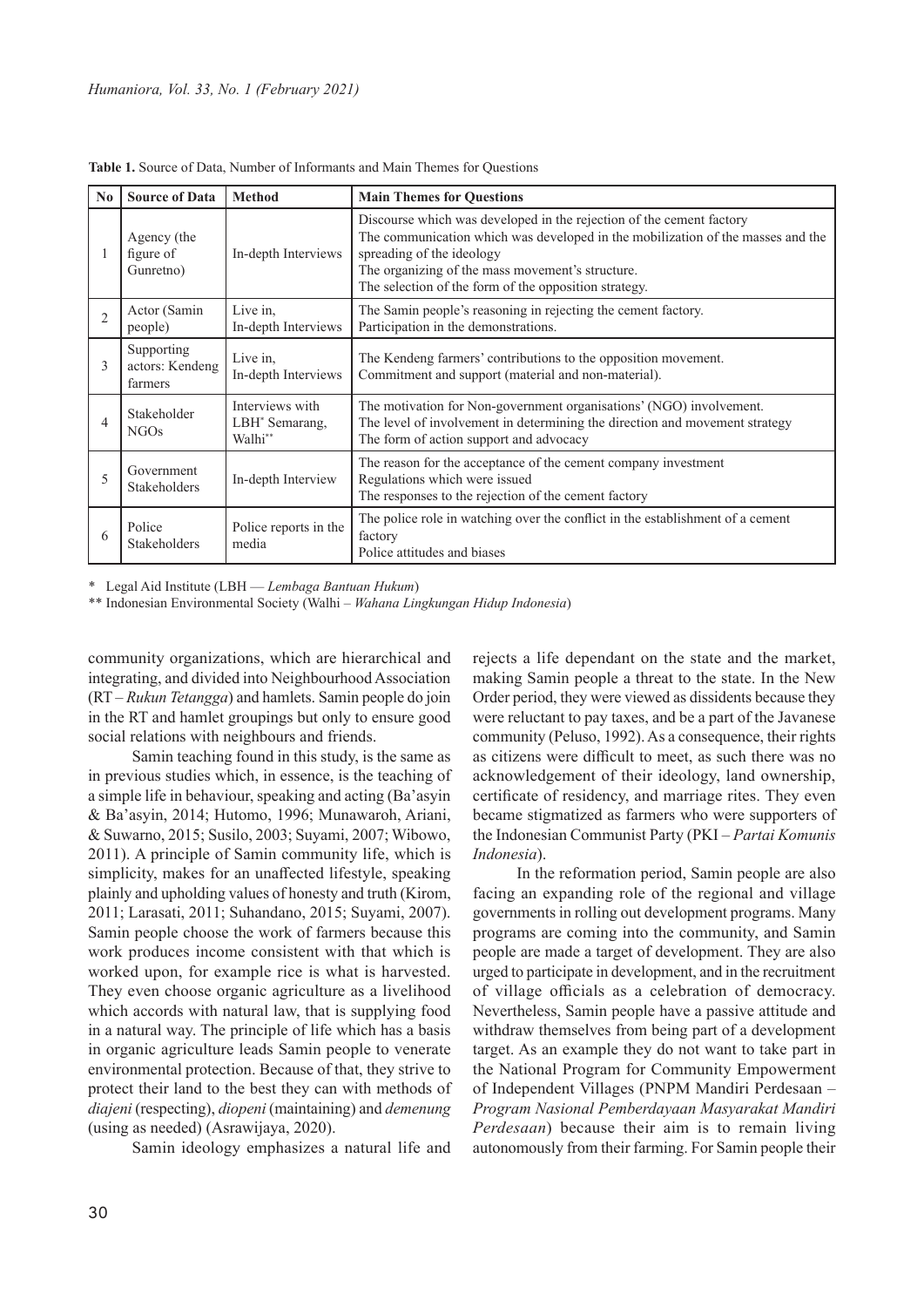**Table 1.** Source of Data, Number of Informants and Main Themes for Questions

| No | Source of Data | Method | Main Themes for Questions |
|---|---|---|---|
| 1 | Agency (the figure of Gunretno) | In-depth Interviews | Discourse which was developed in the rejection of the cement factory<br>The communication which was developed in the mobilization of the masses and the spreading of the ideology<br>The organizing of the mass movement's structure.<br>The selection of the form of the opposition strategy. |
| 2 | Actor (Samin people) | Live in,<br>In-depth Interviews | The Samin people's reasoning in rejecting the cement factory.<br>Participation in the demonstrations. |
| 3 | Supporting actors: Kendeng farmers | Live in,<br>In-depth Interviews | The Kendeng farmers' contributions to the opposition movement.<br>Commitment and support (material and non-material). |
| 4 | Stakeholder NGOs | Interviews with LBH* Semarang, Walhi** | The motivation for Non-government organisations' (NGO) involvement.<br>The level of involvement in determining the direction and movement strategy<br>The form of action support and advocacy |
| 5 | Government Stakeholders | In-depth Interview | The reason for the acceptance of the cement company investment<br>Regulations which were issued<br>The responses to the rejection of the cement factory |
| 6 | Police Stakeholders | Police reports in the media | The police role in watching over the conflict in the establishment of a cement factory<br>Police attitudes and biases |

\* Legal Aid Institute (LBH — *Lembaga Bantuan Hukum*)

\*\* Indonesian Environmental Society (Walhi – *Wahana Lingkungan Hidup Indonesia*)

community organizations, which are hierarchical and integrating, and divided into Neighbourhood Association (RT – *Rukun Tetangga*) and hamlets. Samin people do join in the RT and hamlet groupings but only to ensure good social relations with neighbours and friends.

Samin teaching found in this study, is the same as in previous studies which, in essence, is the teaching of a simple life in behaviour, speaking and acting (Ba'asyin & Ba'asyin, 2014; Hutomo, 1996; Munawaroh, Ariani, & Suwarno, 2015; Susilo, 2003; Suyami, 2007; Wibowo, 2011). A principle of Samin community life, which is simplicity, makes for an unaffected lifestyle, speaking plainly and upholding values of honesty and truth (Kirom, 2011; Larasati, 2011; Suhandano, 2015; Suyami, 2007). Samin people choose the work of farmers because this work produces income consistent with that which is worked upon, for example rice is what is harvested. They even choose organic agriculture as a livelihood which accords with natural law, that is supplying food in a natural way. The principle of life which has a basis in organic agriculture leads Samin people to venerate environmental protection. Because of that, they strive to protect their land to the best they can with methods of *diajeni* (respecting), *diopeni* (maintaining) and *demenung* (using as needed) (Asrawijaya, 2020).

Samin ideology emphasizes a natural life and rejects a life dependant on the state and the market, making Samin people a threat to the state. In the New Order period, they were viewed as dissidents because they were reluctant to pay taxes, and be a part of the Javanese community (Peluso, 1992). As a consequence, their rights as citizens were difficult to meet, as such there was no acknowledgement of their ideology, land ownership, certificate of residency, and marriage rites. They even became stigmatized as farmers who were supporters of the Indonesian Communist Party (PKI – *Partai Komunis Indonesia*).

In the reformation period, Samin people are also facing an expanding role of the regional and village governments in rolling out development programs. Many programs are coming into the community, and Samin people are made a target of development. They are also urged to participate in development, and in the recruitment of village officials as a celebration of democracy. Nevertheless, Samin people have a passive attitude and withdraw themselves from being part of a development target. As an example they do not want to take part in the National Program for Community Empowerment of Independent Villages (PNPM Mandiri Perdesaan – *Program Nasional Pemberdayaan Masyarakat Mandiri Perdesaan*) because their aim is to remain living autonomously from their farming. For Samin people their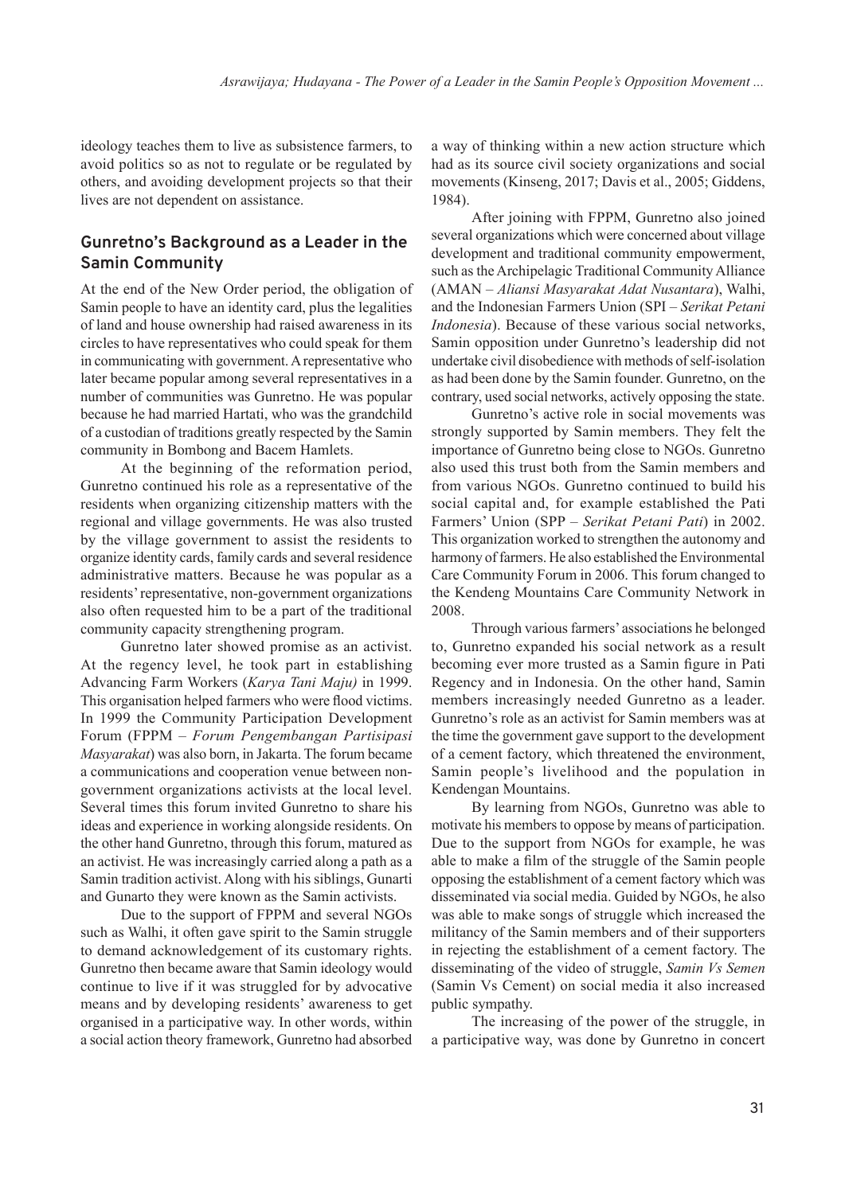ideology teaches them to live as subsistence farmers, to avoid politics so as not to regulate or be regulated by others, and avoiding development projects so that their lives are not dependent on assistance.

## Gunretno's Background as a Leader in the Samin Community

At the end of the New Order period, the obligation of Samin people to have an identity card, plus the legalities of land and house ownership had raised awareness in its circles to have representatives who could speak for them in communicating with government. A representative who later became popular among several representatives in a number of communities was Gunretno. He was popular because he had married Hartati, who was the grandchild of a custodian of traditions greatly respected by the Samin community in Bombong and Bacem Hamlets.

At the beginning of the reformation period, Gunretno continued his role as a representative of the residents when organizing citizenship matters with the regional and village governments. He was also trusted by the village government to assist the residents to organize identity cards, family cards and several residence administrative matters. Because he was popular as a residents' representative, non-government organizations also often requested him to be a part of the traditional community capacity strengthening program.

Gunretno later showed promise as an activist. At the regency level, he took part in establishing Advancing Farm Workers (*Karya Tani Maju)* in 1999. This organisation helped farmers who were flood victims. In 1999 the Community Participation Development Forum (FPPM – *Forum Pengembangan Partisipasi Masyarakat*) was also born, in Jakarta. The forum became a communications and cooperation venue between non-government organizations activists at the local level. Several times this forum invited Gunretno to share his ideas and experience in working alongside residents. On the other hand Gunretno, through this forum, matured as an activist. He was increasingly carried along a path as a Samin tradition activist. Along with his siblings, Gunarti and Gunarto they were known as the Samin activists.

Due to the support of FPPM and several NGOs such as Walhi, it often gave spirit to the Samin struggle to demand acknowledgement of its customary rights. Gunretno then became aware that Samin ideology would continue to live if it was struggled for by advocative means and by developing residents' awareness to get organised in a participative way. In other words, within a social action theory framework, Gunretno had absorbed a way of thinking within a new action structure which had as its source civil society organizations and social movements (Kinseng, 2017; Davis et al., 2005; Giddens, 1984).

After joining with FPPM, Gunretno also joined several organizations which were concerned about village development and traditional community empowerment, such as the Archipelagic Traditional Community Alliance (AMAN – *Aliansi Masyarakat Adat Nusantara*), Walhi, and the Indonesian Farmers Union (SPI – *Serikat Petani Indonesia*). Because of these various social networks, Samin opposition under Gunretno's leadership did not undertake civil disobedience with methods of self-isolation as had been done by the Samin founder. Gunretno, on the contrary, used social networks, actively opposing the state.

Gunretno's active role in social movements was strongly supported by Samin members. They felt the importance of Gunretno being close to NGOs. Gunretno also used this trust both from the Samin members and from various NGOs. Gunretno continued to build his social capital and, for example established the Pati Farmers' Union (SPP – *Serikat Petani Pati*) in 2002. This organization worked to strengthen the autonomy and harmony of farmers. He also established the Environmental Care Community Forum in 2006. This forum changed to the Kendeng Mountains Care Community Network in 2008.

Through various farmers' associations he belonged to, Gunretno expanded his social network as a result becoming ever more trusted as a Samin figure in Pati Regency and in Indonesia. On the other hand, Samin members increasingly needed Gunretno as a leader. Gunretno's role as an activist for Samin members was at the time the government gave support to the development of a cement factory, which threatened the environment, Samin people's livelihood and the population in Kendengan Mountains.

By learning from NGOs, Gunretno was able to motivate his members to oppose by means of participation. Due to the support from NGOs for example, he was able to make a film of the struggle of the Samin people opposing the establishment of a cement factory which was disseminated via social media. Guided by NGOs, he also was able to make songs of struggle which increased the militancy of the Samin members and of their supporters in rejecting the establishment of a cement factory. The disseminating of the video of struggle, *Samin Vs Semen* (Samin Vs Cement) on social media it also increased public sympathy.

The increasing of the power of the struggle, in a participative way, was done by Gunretno in concert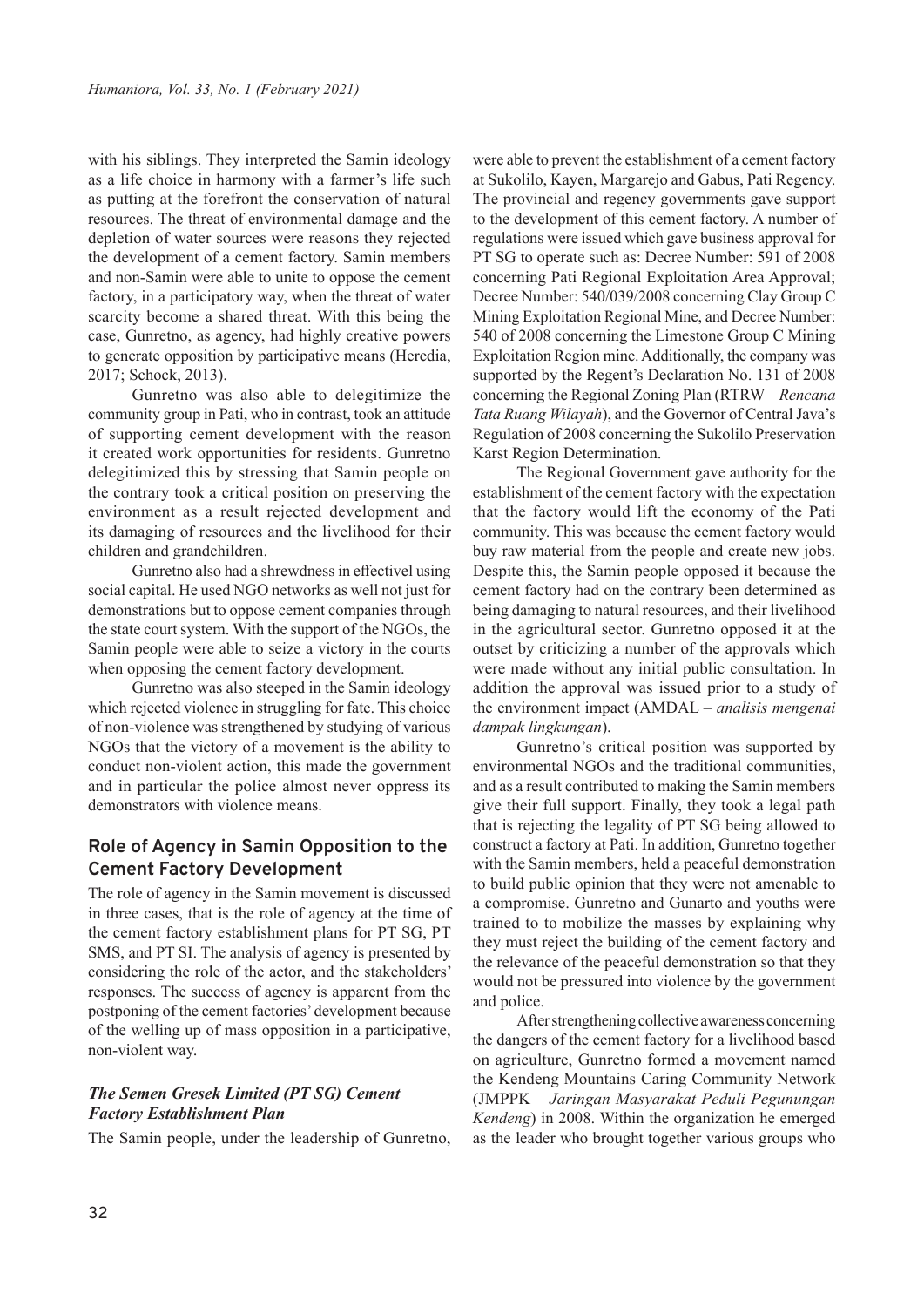with his siblings. They interpreted the Samin ideology as a life choice in harmony with a farmer's life such as putting at the forefront the conservation of natural resources. The threat of environmental damage and the depletion of water sources were reasons they rejected the development of a cement factory. Samin members and non-Samin were able to unite to oppose the cement factory, in a participatory way, when the threat of water scarcity become a shared threat. With this being the case, Gunretno, as agency, had highly creative powers to generate opposition by participative means (Heredia, 2017; Schock, 2013).

Gunretno was also able to delegitimize the community group in Pati, who in contrast, took an attitude of supporting cement development with the reason it created work opportunities for residents. Gunretno delegitimized this by stressing that Samin people on the contrary took a critical position on preserving the environment as a result rejected development and its damaging of resources and the livelihood for their children and grandchildren.

Gunretno also had a shrewdness in effectivel using social capital. He used NGO networks as well not just for demonstrations but to oppose cement companies through the state court system. With the support of the NGOs, the Samin people were able to seize a victory in the courts when opposing the cement factory development.

Gunretno was also steeped in the Samin ideology which rejected violence in struggling for fate. This choice of non-violence was strengthened by studying of various NGOs that the victory of a movement is the ability to conduct non-violent action, this made the government and in particular the police almost never oppress its demonstrators with violence means.

## Role of Agency in Samin Opposition to the Cement Factory Development

The role of agency in the Samin movement is discussed in three cases, that is the role of agency at the time of the cement factory establishment plans for PT SG, PT SMS, and PT SI. The analysis of agency is presented by considering the role of the actor, and the stakeholders' responses. The success of agency is apparent from the postponing of the cement factories' development because of the welling up of mass opposition in a participative, non-violent way.

### *The Semen Gresek Limited (PT SG) Cement Factory Establishment Plan*

The Samin people, under the leadership of Gunretno, were able to prevent the establishment of a cement factory at Sukolilo, Kayen, Margarejo and Gabus, Pati Regency. The provincial and regency governments gave support to the development of this cement factory. A number of regulations were issued which gave business approval for PT SG to operate such as: Decree Number: 591 of 2008 concerning Pati Regional Exploitation Area Approval; Decree Number: 540/039/2008 concerning Clay Group C Mining Exploitation Regional Mine, and Decree Number: 540 of 2008 concerning the Limestone Group C Mining Exploitation Region mine. Additionally, the company was supported by the Regent's Declaration No. 131 of 2008 concerning the Regional Zoning Plan (RTRW – *Rencana Tata Ruang Wilayah*), and the Governor of Central Java's Regulation of 2008 concerning the Sukolilo Preservation Karst Region Determination.

The Regional Government gave authority for the establishment of the cement factory with the expectation that the factory would lift the economy of the Pati community. This was because the cement factory would buy raw material from the people and create new jobs. Despite this, the Samin people opposed it because the cement factory had on the contrary been determined as being damaging to natural resources, and their livelihood in the agricultural sector. Gunretno opposed it at the outset by criticizing a number of the approvals which were made without any initial public consultation. In addition the approval was issued prior to a study of the environment impact (AMDAL – *analisis mengenai dampak lingkungan*).

Gunretno's critical position was supported by environmental NGOs and the traditional communities, and as a result contributed to making the Samin members give their full support. Finally, they took a legal path that is rejecting the legality of PT SG being allowed to construct a factory at Pati. In addition, Gunretno together with the Samin members, held a peaceful demonstration to build public opinion that they were not amenable to a compromise. Gunretno and Gunarto and youths were trained to to mobilize the masses by explaining why they must reject the building of the cement factory and the relevance of the peaceful demonstration so that they would not be pressured into violence by the government and police.

After strengthening collective awareness concerning the dangers of the cement factory for a livelihood based on agriculture, Gunretno formed a movement named the Kendeng Mountains Caring Community Network (JMPPK – *Jaringan Masyarakat Peduli Pegunungan Kendeng*) in 2008. Within the organization he emerged as the leader who brought together various groups who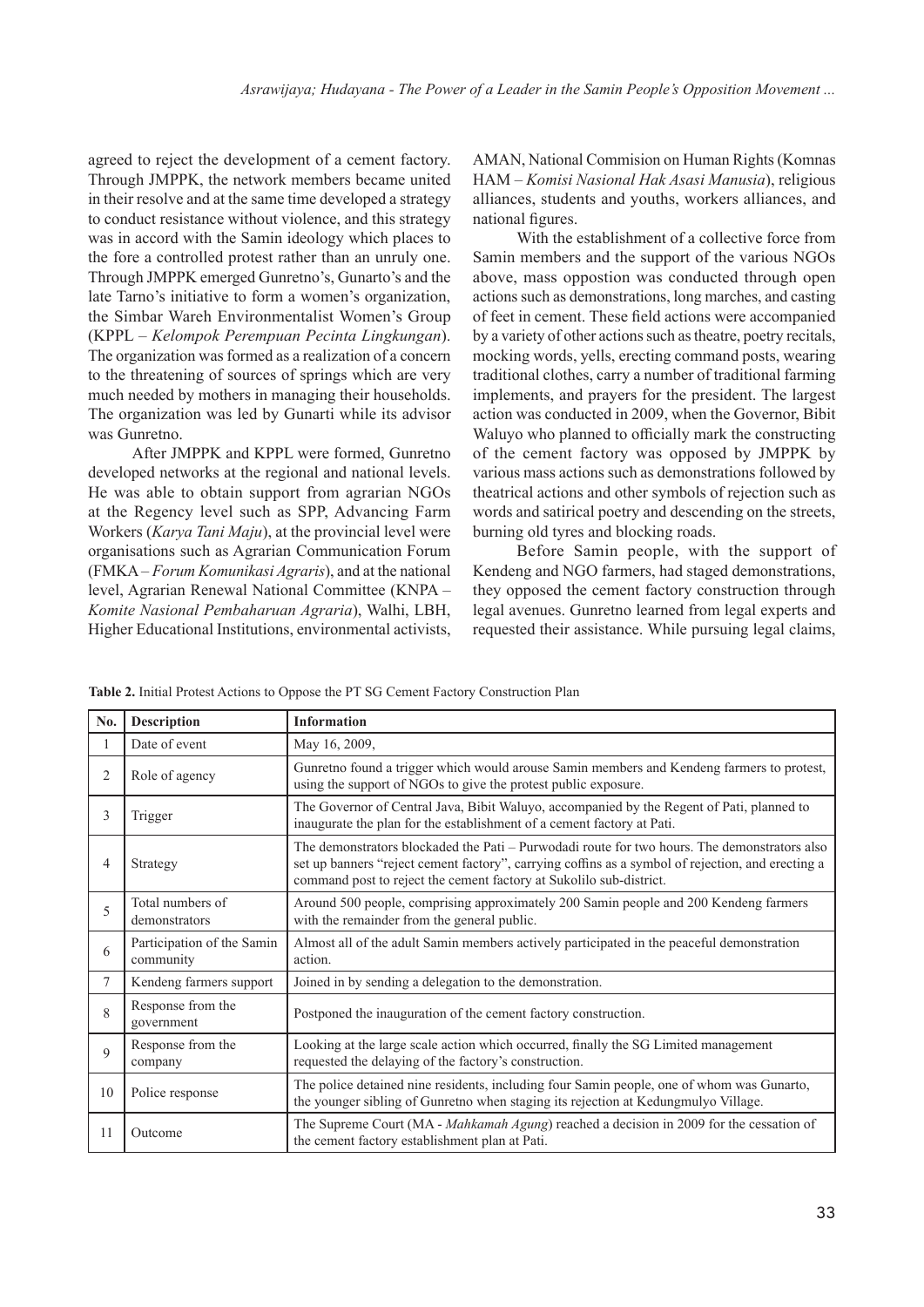agreed to reject the development of a cement factory. Through JMPPK, the network members became united in their resolve and at the same time developed a strategy to conduct resistance without violence, and this strategy was in accord with the Samin ideology which places to the fore a controlled protest rather than an unruly one. Through JMPPK emerged Gunretno's, Gunarto's and the late Tarno's initiative to form a women's organization, the Simbar Wareh Environmentalist Women's Group (KPPL – *Kelompok Perempuan Pecinta Lingkungan*). The organization was formed as a realization of a concern to the threatening of sources of springs which are very much needed by mothers in managing their households. The organization was led by Gunarti while its advisor was Gunretno.

After JMPPK and KPPL were formed, Gunretno developed networks at the regional and national levels. He was able to obtain support from agrarian NGOs at the Regency level such as SPP, Advancing Farm Workers (*Karya Tani Maju*), at the provincial level were organisations such as Agrarian Communication Forum (FMKA – *Forum Komunikasi Agraris*), and at the national level, Agrarian Renewal National Committee (KNPA – *Komite Nasional Pembaharuan Agraria*), Walhi, LBH, Higher Educational Institutions, environmental activists, AMAN, National Commision on Human Rights (Komnas HAM – *Komisi Nasional Hak Asasi Manusia*), religious alliances, students and youths, workers alliances, and national figures.

With the establishment of a collective force from Samin members and the support of the various NGOs above, mass oppostion was conducted through open actions such as demonstrations, long marches, and casting of feet in cement. These field actions were accompanied by a variety of other actions such as theatre, poetry recitals, mocking words, yells, erecting command posts, wearing traditional clothes, carry a number of traditional farming implements, and prayers for the president. The largest action was conducted in 2009, when the Governor, Bibit Waluyo who planned to officially mark the constructing of the cement factory was opposed by JMPPK by various mass actions such as demonstrations followed by theatrical actions and other symbols of rejection such as words and satirical poetry and descending on the streets, burning old tyres and blocking roads.

Before Samin people, with the support of Kendeng and NGO farmers, had staged demonstrations, they opposed the cement factory construction through legal avenues. Gunretno learned from legal experts and requested their assistance. While pursuing legal claims,

**Table 2.** Initial Protest Actions to Oppose the PT SG Cement Factory Construction Plan

| No. | Description | Information |
|---|---|---|
| 1 | Date of event | May 16, 2009, |
| 2 | Role of agency | Gunretno found a trigger which would arouse Samin members and Kendeng farmers to protest, using the support of NGOs to give the protest public exposure. |
| 3 | Trigger | The Governor of Central Java, Bibit Waluyo, accompanied by the Regent of Pati, planned to inaugurate the plan for the establishment of a cement factory at Pati. |
| 4 | Strategy | The demonstrators blockaded the Pati – Purwodadi route for two hours. The demonstrators also set up banners "reject cement factory", carrying coffins as a symbol of rejection, and erecting a command post to reject the cement factory at Sukolilo sub-district. |
| 5 | Total numbers of demonstrators | Around 500 people, comprising approximately 200 Samin people and 200 Kendeng farmers with the remainder from the general public. |
| 6 | Participation of the Samin community | Almost all of the adult Samin members actively participated in the peaceful demonstration action. |
| 7 | Kendeng farmers support | Joined in by sending a delegation to the demonstration. |
| 8 | Response from the government | Postponed the inauguration of the cement factory construction. |
| 9 | Response from the company | Looking at the large scale action which occurred, finally the SG Limited management requested the delaying of the factory's construction. |
| 10 | Police response | The police detained nine residents, including four Samin people, one of whom was Gunarto, the younger sibling of Gunretno when staging its rejection at Kedungmulyo Village. |
| 11 | Outcome | The Supreme Court (MA - *Mahkamah Agung*) reached a decision in 2009 for the cessation of the cement factory establishment plan at Pati. |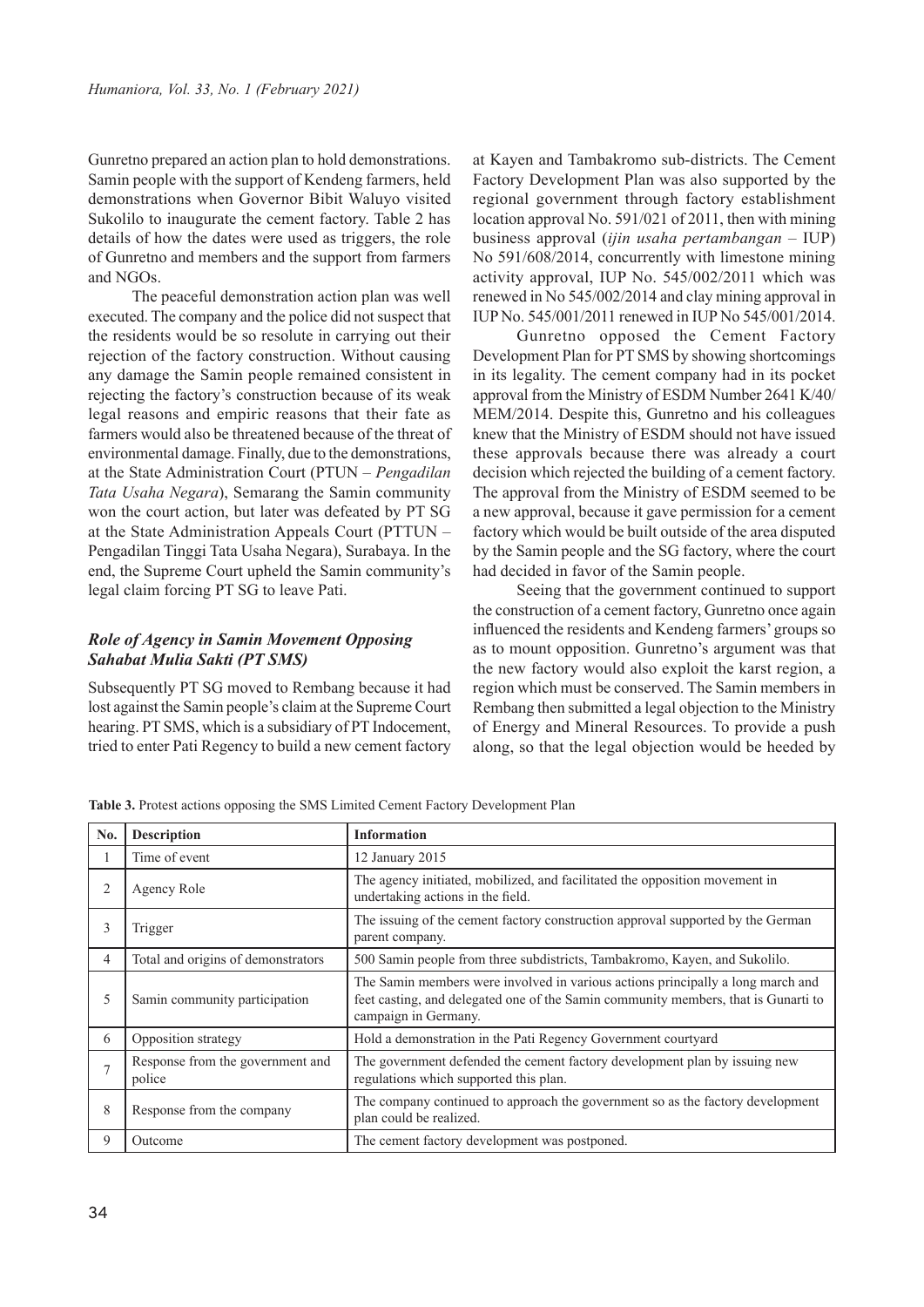Gunretno prepared an action plan to hold demonstrations. Samin people with the support of Kendeng farmers, held demonstrations when Governor Bibit Waluyo visited Sukolilo to inaugurate the cement factory. Table 2 has details of how the dates were used as triggers, the role of Gunretno and members and the support from farmers and NGOs.

The peaceful demonstration action plan was well executed. The company and the police did not suspect that the residents would be so resolute in carrying out their rejection of the factory construction. Without causing any damage the Samin people remained consistent in rejecting the factory's construction because of its weak legal reasons and empiric reasons that their fate as farmers would also be threatened because of the threat of environmental damage. Finally, due to the demonstrations, at the State Administration Court (PTUN – *Pengadilan Tata Usaha Negara*), Semarang the Samin community won the court action, but later was defeated by PT SG at the State Administration Appeals Court (PTTUN – Pengadilan Tinggi Tata Usaha Negara), Surabaya. In the end, the Supreme Court upheld the Samin community's legal claim forcing PT SG to leave Pati.

### *Role of Agency in Samin Movement Opposing Sahabat Mulia Sakti (PT SMS)*

Subsequently PT SG moved to Rembang because it had lost against the Samin people's claim at the Supreme Court hearing. PT SMS, which is a subsidiary of PT Indocement, tried to enter Pati Regency to build a new cement factory at Kayen and Tambakromo sub-districts. The Cement Factory Development Plan was also supported by the regional government through factory establishment location approval No. 591/021 of 2011, then with mining business approval (*ijin usaha pertambangan* – IUP) No 591/608/2014, concurrently with limestone mining activity approval, IUP No. 545/002/2011 which was renewed in No 545/002/2014 and clay mining approval in IUP No. 545/001/2011 renewed in IUP No 545/001/2014.

Gunretno opposed the Cement Factory Development Plan for PT SMS by showing shortcomings in its legality. The cement company had in its pocket approval from the Ministry of ESDM Number 2641 K/40/MEM/2014. Despite this, Gunretno and his colleagues knew that the Ministry of ESDM should not have issued these approvals because there was already a court decision which rejected the building of a cement factory. The approval from the Ministry of ESDM seemed to be a new approval, because it gave permission for a cement factory which would be built outside of the area disputed by the Samin people and the SG factory, where the court had decided in favor of the Samin people.

Seeing that the government continued to support the construction of a cement factory, Gunretno once again influenced the residents and Kendeng farmers' groups so as to mount opposition. Gunretno's argument was that the new factory would also exploit the karst region, a region which must be conserved. The Samin members in Rembang then submitted a legal objection to the Ministry of Energy and Mineral Resources. To provide a push along, so that the legal objection would be heeded by

**Table 3.** Protest actions opposing the SMS Limited Cement Factory Development Plan

| No. | Description | Information |
|---|---|---|
| 1 | Time of event | 12 January 2015 |
| 2 | Agency Role | The agency initiated, mobilized, and facilitated the opposition movement in undertaking actions in the field. |
| 3 | Trigger | The issuing of the cement factory construction approval supported by the German parent company. |
| 4 | Total and origins of demonstrators | 500 Samin people from three subdistricts, Tambakromo, Kayen, and Sukolilo. |
| 5 | Samin community participation | The Samin members were involved in various actions principally a long march and feet casting, and delegated one of the Samin community members, that is Gunarti to campaign in Germany. |
| 6 | Opposition strategy | Hold a demonstration in the Pati Regency Government courtyard |
| 7 | Response from the government and police | The government defended the cement factory development plan by issuing new regulations which supported this plan. |
| 8 | Response from the company | The company continued to approach the government so as the factory development plan could be realized. |
| 9 | Outcome | The cement factory development was postponed. |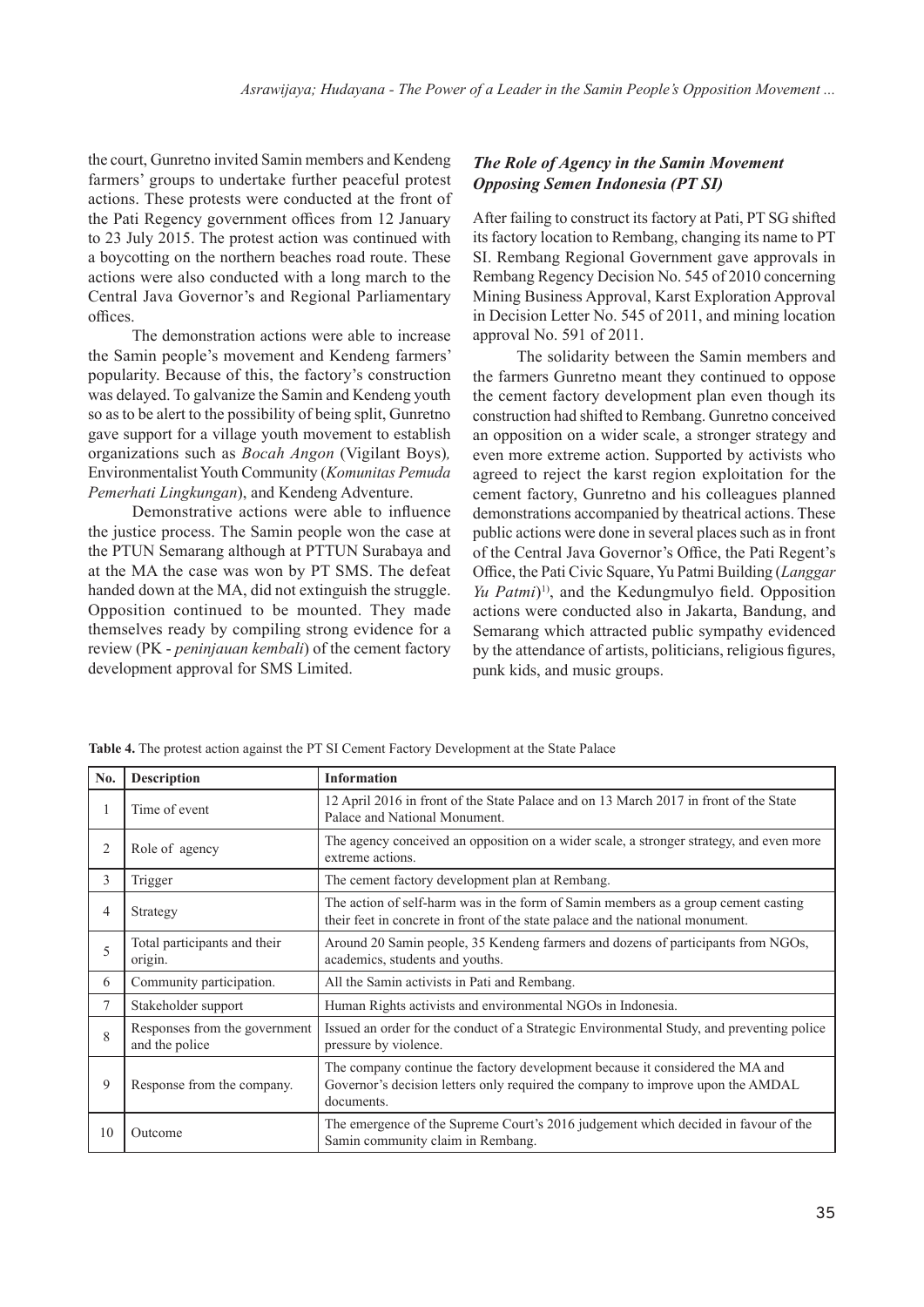the court, Gunretno invited Samin members and Kendeng farmers' groups to undertake further peaceful protest actions. These protests were conducted at the front of the Pati Regency government offices from 12 January to 23 July 2015. The protest action was continued with a boycotting on the northern beaches road route. These actions were also conducted with a long march to the Central Java Governor's and Regional Parliamentary offices.

The demonstration actions were able to increase the Samin people's movement and Kendeng farmers' popularity. Because of this, the factory's construction was delayed. To galvanize the Samin and Kendeng youth so as to be alert to the possibility of being split, Gunretno gave support for a village youth movement to establish organizations such as *Bocah Angon* (Vigilant Boys), Environmentalist Youth Community (*Komunitas Pemuda Pemerhati Lingkungan*), and Kendeng Adventure.

Demonstrative actions were able to influence the justice process. The Samin people won the case at the PTUN Semarang although at PTTUN Surabaya and at the MA the case was won by PT SMS. The defeat handed down at the MA, did not extinguish the struggle. Opposition continued to be mounted. They made themselves ready by compiling strong evidence for a review (PK - *peninjauan kembali*) of the cement factory development approval for SMS Limited.

### *The Role of Agency in the Samin Movement Opposing Semen Indonesia (PT SI)*

After failing to construct its factory at Pati, PT SG shifted its factory location to Rembang, changing its name to PT SI. Rembang Regional Government gave approvals in Rembang Regency Decision No. 545 of 2010 concerning Mining Business Approval, Karst Exploration Approval in Decision Letter No. 545 of 2011, and mining location approval No. 591 of 2011.

The solidarity between the Samin members and the farmers Gunretno meant they continued to oppose the cement factory development plan even though its construction had shifted to Rembang. Gunretno conceived an opposition on a wider scale, a stronger strategy and even more extreme action. Supported by activists who agreed to reject the karst region exploitation for the cement factory, Gunretno and his colleagues planned demonstrations accompanied by theatrical actions. These public actions were done in several places such as in front of the Central Java Governor's Office, the Pati Regent's Office, the Pati Civic Square, Yu Patmi Building (*Langgar Yu Patmi*)[1)], and the Kedungmulyo field. Opposition actions were conducted also in Jakarta, Bandung, and Semarang which attracted public sympathy evidenced by the attendance of artists, politicians, religious figures, punk kids, and music groups.

**Table 4.** The protest action against the PT SI Cement Factory Development at the State Palace

| No. | Description | Information |
|---|---|---|
| 1 | Time of event | 12 April 2016 in front of the State Palace and on 13 March 2017 in front of the State Palace and National Monument. |
| 2 | Role of agency | The agency conceived an opposition on a wider scale, a stronger strategy, and even more extreme actions. |
| 3 | Trigger | The cement factory development plan at Rembang. |
| 4 | Strategy | The action of self-harm was in the form of Samin members as a group cement casting their feet in concrete in front of the state palace and the national monument. |
| 5 | Total participants and their origin. | Around 20 Samin people, 35 Kendeng farmers and dozens of participants from NGOs, academics, students and youths. |
| 6 | Community participation. | All the Samin activists in Pati and Rembang. |
| 7 | Stakeholder support | Human Rights activists and environmental NGOs in Indonesia. |
| 8 | Responses from the government and the police | Issued an order for the conduct of a Strategic Environmental Study, and preventing police pressure by violence. |
| 9 | Response from the company. | The company continue the factory development because it considered the MA and Governor's decision letters only required the company to improve upon the AMDAL documents. |
| 10 | Outcome | The emergence of the Supreme Court's 2016 judgement which decided in favour of the Samin community claim in Rembang. |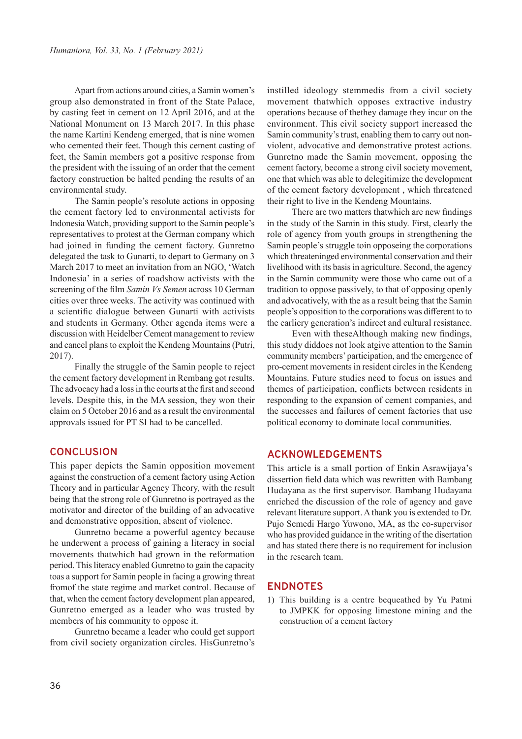Apart from actions around cities, a Samin women's group also demonstrated in front of the State Palace, by casting feet in cement on 12 April 2016, and at the National Monument on 13 March 2017. In this phase the name Kartini Kendeng emerged, that is nine women who cemented their feet. Though this cement casting of feet, the Samin members got a positive response from the president with the issuing of an order that the cement factory construction be halted pending the results of an environmental study.

The Samin people's resolute actions in opposing the cement factory led to environmental activists for Indonesia Watch, providing support to the Samin people's representatives to protest at the German company which had joined in funding the cement factory. Gunretno delegated the task to Gunarti, to depart to Germany on 3 March 2017 to meet an invitation from an NGO, 'Watch Indonesia' in a series of roadshow activists with the screening of the film *Samin Vs Semen* across 10 German cities over three weeks. The activity was continued with a scientific dialogue between Gunarti with activists and students in Germany. Other agenda items were a discussion with Heidelber Cement management to review and cancel plans to exploit the Kendeng Mountains (Putri, 2017).

Finally the struggle of the Samin people to reject the cement factory development in Rembang got results. The advocacy had a loss in the courts at the first and second levels. Despite this, in the MA session, they won their claim on 5 October 2016 and as a result the environmental approvals issued for PT SI had to be cancelled.

## CONCLUSION

This paper depicts the Samin opposition movement against the construction of a cement factory using Action Theory and in particular Agency Theory, with the result being that the strong role of Gunretno is portrayed as the motivator and director of the building of an advocative and demonstrative opposition, absent of violence.

Gunretno became a powerful agentcy because he underwent a process of gaining a literacy in social movements thatwhich had grown in the reformation period. This literacy enabled Gunretno to gain the capacity toas a support for Samin people in facing a growing threat fromof the state regime and market control. Because of that, when the cement factory development plan appeared, Gunretno emerged as a leader who was trusted by members of his community to oppose it.

Gunretno became a leader who could get support from civil society organization circles. HisGunretno's instilled ideology stemmedis from a civil society movement thatwhich opposes extractive industry operations because of thethey damage they incur on the environment. This civil society support increased the Samin community's trust, enabling them to carry out non-violent, advocative and demonstrative protest actions. Gunretno made the Samin movement, opposing the cement factory, become a strong civil society movement, one that which was able to delegitimize the development of the cement factory development , which threatened their right to live in the Kendeng Mountains.

There are two matters thatwhich are new findings in the study of the Samin in this study. First, clearly the role of agency from youth groups in strengthening the Samin people's struggle toin opposeing the corporations which threateninged environmental conservation and their livelihood with its basis in agriculture. Second, the agency in the Samin community were those who came out of a tradition to oppose passively, to that of opposing openly and advocatively, with the as a result being that the Samin people's opposition to the corporations was different to to the earliery generation's indirect and cultural resistance.

Even with theseAlthough making new findings, this study diddoes not look atgive attention to the Samin community members' participation, and the emergence of pro-cement movements in resident circles in the Kendeng Mountains. Future studies need to focus on issues and themes of participation, conflicts between residents in responding to the expansion of cement companies, and the successes and failures of cement factories that use political economy to dominate local communities.

## ACKNOWLEDGEMENTS

This article is a small portion of Enkin Asrawijaya's dissertion field data which was rewritten with Bambang Hudayana as the first supervisor. Bambang Hudayana enriched the discussion of the role of agency and gave relevant literature support. A thank you is extended to Dr. Pujo Semedi Hargo Yuwono, MA, as the co-supervisor who has provided guidance in the writing of the disertation and has stated there there is no requirement for inclusion in the research team.

## ENDNOTES

1) This building is a centre bequeathed by Yu Patmi to JMPKK for opposing limestone mining and the construction of a cement factory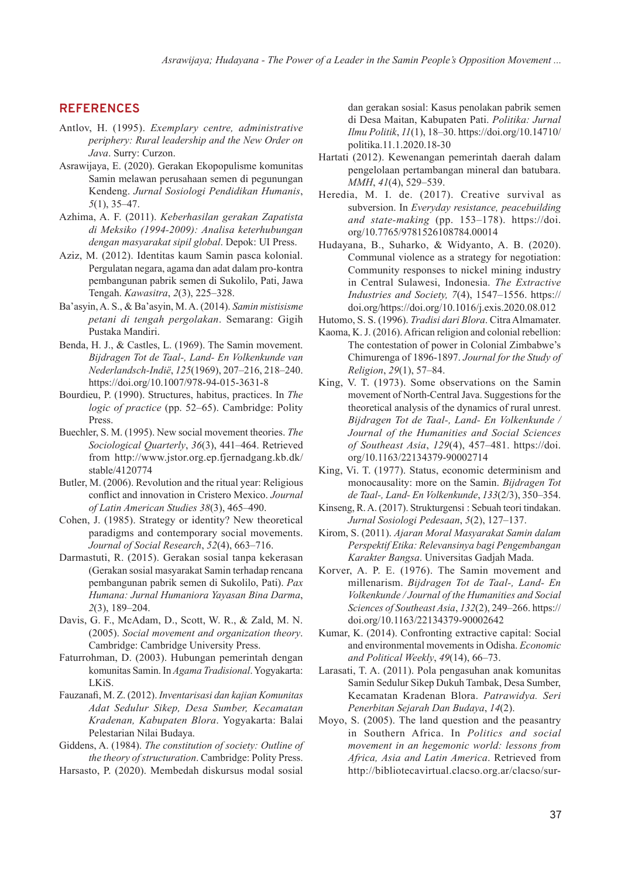## REFERENCES

Antlov, H. (1995). *Exemplary centre, administrative periphery: Rural leadership and the New Order on Java*. Surry: Curzon.

Asrawijaya, E. (2020). Gerakan Ekopopulisme komunitas Samin melawan perusahaan semen di pegunungan Kendeng. *Jurnal Sosiologi Pendidikan Humanis*, *5*(1), 35–47.

Azhima, A. F. (2011). *Keberhasilan gerakan Zapatista di Meksiko (1994-2009): Analisa keterhubungan dengan masyarakat sipil global*. Depok: UI Press.

Aziz, M. (2012). Identitas kaum Samin pasca kolonial. Pergulatan negara, agama dan adat dalam pro-kontra pembangunan pabrik semen di Sukolilo, Pati, Jawa Tengah. *Kawasitra*, *2*(3), 225–328.

Ba'asyin, A. S., & Ba'asyin, M. A. (2014). *Samin mistisisme petani di tengah pergolakan*. Semarang: Gigih Pustaka Mandiri.

Benda, H. J., & Castles, L. (1969). The Samin movement. *Bijdragen Tot de Taal-, Land- En Volkenkunde van Nederlandsch-Indië*, *125*(1969), 207–216, 218–240. https://doi.org/10.1007/978-94-015-3631-8

Bourdieu, P. (1990). Structures, habitus, practices. In *The logic of practice* (pp. 52–65). Cambridge: Polity Press.

Buechler, S. M. (1995). New social movement theories. *The Sociological Quarterly*, *36*(3), 441–464. Retrieved from http://www.jstor.org.ep.fjernadgang.kb.dk/stable/4120774

Butler, M. (2006). Revolution and the ritual year: Religious conflict and innovation in Cristero Mexico. *Journal of Latin American Studies 38*(3), 465–490.

Cohen, J. (1985). Strategy or identity? New theoretical paradigms and contemporary social movements. *Journal of Social Research*, *52*(4), 663–716.

Darmastuti, R. (2015). Gerakan sosial tanpa kekerasan (Gerakan sosial masyarakat Samin terhadap rencana pembangunan pabrik semen di Sukolilo, Pati). *Pax Humana: Jurnal Humaniora Yayasan Bina Darma*, *2*(3), 189–204.

Davis, G. F., McAdam, D., Scott, W. R., & Zald, M. N. (2005). *Social movement and organization theory*. Cambridge: Cambridge University Press.

Faturrohman, D. (2003). Hubungan pemerintah dengan komunitas Samin. In *Agama Tradisional*. Yogyakarta: LKiS.

Fauzanafi, M. Z. (2012). *Inventarisasi dan kajian Komunitas Adat Sedulur Sikep, Desa Sumber, Kecamatan Kradenan, Kabupaten Blora*. Yogyakarta: Balai Pelestarian Nilai Budaya.

Giddens, A. (1984). *The constitution of society: Outline of the theory of structuration*. Cambridge: Polity Press.

Harsasto, P. (2020). Membedah diskursus modal sosial dan gerakan sosial: Kasus penolakan pabrik semen di Desa Maitan, Kabupaten Pati. *Politika: Jurnal Ilmu Politik*, *11*(1), 18–30. https://doi.org/10.14710/politika.11.1.2020.18-30

Hartati (2012). Kewenangan pemerintah daerah dalam pengelolaan pertambangan mineral dan batubara. *MMH*, *41*(4), 529–539.

Heredia, M. I. de. (2017). Creative survival as subversion. In *Everyday resistance, peacebuilding and state-making* (pp. 153–178). https://doi.org/10.7765/9781526108784.00014

Hudayana, B., Suharko, & Widyanto, A. B. (2020). Communal violence as a strategy for negotiation: Community responses to nickel mining industry in Central Sulawesi, Indonesia. *The Extractive Industries and Society, 7*(4), 1547–1556. https://doi.org/https://doi.org/10.1016/j.exis.2020.08.012

Hutomo, S. S. (1996). *Tradisi dari Blora*. Citra Almamater.

Kaoma, K. J. (2016). African religion and colonial rebellion: The contestation of power in Colonial Zimbabwe's Chimurenga of 1896-1897. *Journal for the Study of Religion*, *29*(1), 57–84.

King, V. T. (1973). Some observations on the Samin movement of North-Central Java. Suggestions for the theoretical analysis of the dynamics of rural unrest. *Bijdragen Tot de Taal-, Land- En Volkenkunde / Journal of the Humanities and Social Sciences of Southeast Asia*, *129*(4), 457–481. https://doi.org/10.1163/22134379-90002714

King, Vi. T. (1977). Status, economic determinism and monocausality: more on the Samin. *Bijdragen Tot de Taal-, Land- En Volkenkunde*, *133*(2/3), 350–354.

Kinseng, R. A. (2017). Strukturgensi : Sebuah teori tindakan. *Jurnal Sosiologi Pedesaan*, *5*(2), 127–137.

Kirom, S. (2011). *Ajaran Moral Masyarakat Samin dalam Perspektif Etika: Relevansinya bagi Pengembangan Karakter Bangsa*. Universitas Gadjah Mada.

Korver, A. P. E. (1976). The Samin movement and millenarism. *Bijdragen Tot de Taal-, Land- En Volkenkunde / Journal of the Humanities and Social Sciences of Southeast Asia*, *132*(2), 249–266. https://doi.org/10.1163/22134379-90002642

Kumar, K. (2014). Confronting extractive capital: Social and environmental movements in Odisha. *Economic and Political Weekly*, *49*(14), 66–73.

Larasati, T. A. (2011). Pola pengasuhan anak komunitas Samin Sedulur Sikep Dukuh Tambak, Desa Sumber, Kecamatan Kradenan Blora. *Patrawidya. Seri Penerbitan Sejarah Dan Budaya*, *14*(2).

Moyo, S. (2005). The land question and the peasantry in Southern Africa. In *Politics and social movement in an hegemonic world: lessons from Africa, Asia and Latin America*. Retrieved from http://bibliotecavirtual.clacso.org.ar/clacso/sur-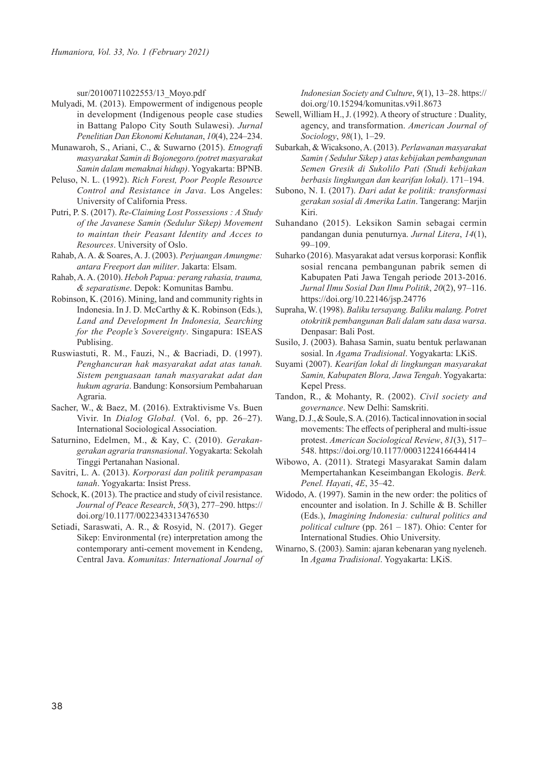sur/20100711022553/13_Moyo.pdf

Mulyadi, M. (2013). Empowerment of indigenous people in development (Indigenous people case studies in Battang Palopo City South Sulawesi). *Jurnal Penelitian Dan Ekonomi Kehutanan*, *10*(4), 224–234.

Munawaroh, S., Ariani, C., & Suwarno (2015). *Etnografi masyarakat Samin di Bojonegoro.(potret masyarakat Samin dalam memaknai hidup)*. Yogyakarta: BPNB.

Peluso, N. L. (1992). *Rich Forest, Poor People Resource Control and Resistance in Java*. Los Angeles: University of California Press.

Putri, P. S. (2017). *Re-Claiming Lost Possessions : A Study of the Javanese Samin (Sedulur Sikep) Movement to maintan their Peasant Identity and Acces to Resources*. University of Oslo.

Rahab, A. A. & Soares, A. J. (2003). *Perjuangan Amungme: antara Freeport dan militer*. Jakarta: Elsam.

Rahab, A. A. (2010). *Heboh Papua: perang rahasia, trauma, & separatisme*. Depok: Komunitas Bambu.

Robinson, K. (2016). Mining, land and community rights in Indonesia. In J. D. McCarthy & K. Robinson (Eds.), *Land and Development In Indonesia, Searching for the People's Sovereignty*. Singapura: ISEAS Publising.

Ruswiastuti, R. M., Fauzi, N., & Bacriadi, D. (1997). *Penghancuran hak masyarakat adat atas tanah. Sistem penguasaan tanah masyarakat adat dan hukum agraria*. Bandung: Konsorsium Pembaharuan Agraria.

Sacher, W., & Baez, M. (2016). Extraktivisme Vs. Buen Vivir. In *Dialog Global.* (Vol. 6, pp. 26–27). International Sociological Association.

Saturnino, Edelmen, M., & Kay, C. (2010). *Gerakan-gerakan agraria transnasional*. Yogyakarta: Sekolah Tinggi Pertanahan Nasional.

Savitri, L. A. (2013). *Korporasi dan politik perampasan tanah*. Yogyakarta: Insist Press.

Schock, K. (2013). The practice and study of civil resistance. *Journal of Peace Research*, *50*(3), 277–290. https://doi.org/10.1177/0022343313476530

Setiadi, Saraswati, A. R., & Rosyid, N. (2017). Geger Sikep: Environmental (re) interpretation among the contemporary anti-cement movement in Kendeng, Central Java. *Komunitas: International Journal of Indonesian Society and Culture*, *9*(1), 13–28. https://doi.org/10.15294/komunitas.v9i1.8673

Sewell, William H., J. (1992). A theory of structure : Duality, agency, and transformation. *American Journal of Sociology*, *98*(1), 1–29.

Subarkah, & Wicaksono, A. (2013). *Perlawanan masyarakat Samin ( Sedulur Sikep ) atas kebijakan pembangunan Semen Gresik di Sukolilo Pati (Studi kebijakan berbasis lingkungan dan kearifan lokal)*. 171–194.

Subono, N. I. (2017). *Dari adat ke politik: transformasi gerakan sosial di Amerika Latin*. Tangerang: Marjin Kiri.

Suhandano (2015). Leksikon Samin sebagai cermin pandangan dunia penuturnya. *Jurnal Litera*, *14*(1), 99–109.

Suharko (2016). Masyarakat adat versus korporasi: Konflik sosial rencana pembangunan pabrik semen di Kabupaten Pati Jawa Tengah periode 2013-2016. *Jurnal Ilmu Sosial Dan Ilmu Politik*, *20*(2), 97–116. https://doi.org/10.22146/jsp.24776

Supraha, W. (1998). *Baliku tersayang. Baliku malang. Potret otokritik pembangunan Bali dalam satu dasa warsa*. Denpasar: Bali Post.

Susilo, J. (2003). Bahasa Samin, suatu bentuk perlawanan sosial. In *Agama Tradisional*. Yogyakarta: LKiS.

Suyami (2007). *Kearifan lokal di lingkungan masyarakat Samin, Kabupaten Blora, Jawa Tengah*. Yogyakarta: Kepel Press.

Tandon, R., & Mohanty, R. (2002). *Civil society and governance*. New Delhi: Samskriti.

Wang, D. J., & Soule, S. A. (2016). Tactical innovation in social movements: The effects of peripheral and multi-issue protest. *American Sociological Review*, *81*(3), 517–548. https://doi.org/10.1177/0003122416644414

Wibowo, A. (2011). Strategi Masyarakat Samin dalam Mempertahankan Keseimbangan Ekologis. *Berk. Penel. Hayati*, *4E*, 35–42.

Widodo, A. (1997). Samin in the new order: the politics of encounter and isolation. In J. Schille & B. Schiller (Eds.), *Imagining Indonesia: cultural politics and political culture* (pp. 261 – 187). Ohio: Center for International Studies. Ohio University.

Winarno, S. (2003). Samin: ajaran kebenaran yang nyeleneh. In *Agama Tradisional*. Yogyakarta: LKiS.